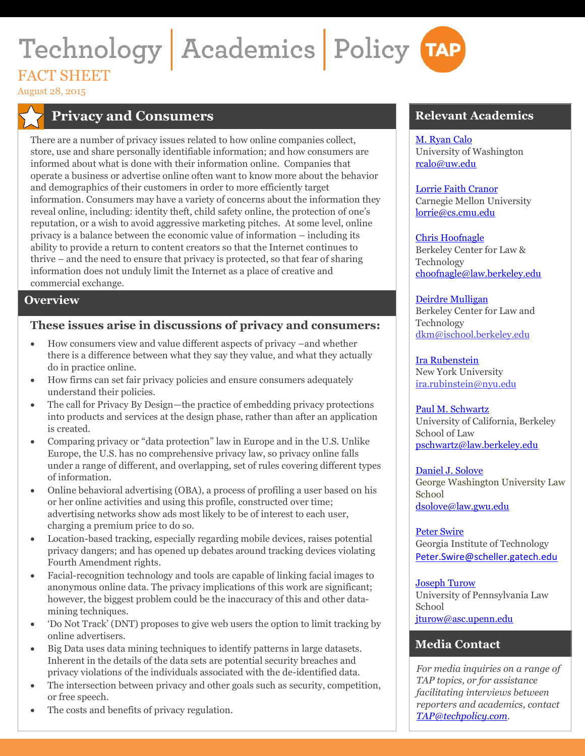# Technology | Academics | Policy

FACT SHEET

August 28, 2015

## Privacy and Consumers

There are a number of privacy issues related to how online companies collect, store, use and share personally identifiable information; and how consumers are informed about what is done with their information online. Companies that operate a business or advertise online often want to know more about the behavior and demographics of their customers in order to more efficiently target information. Consumers may have a variety of concerns about the information they reveal online, including: identity theft, child safety online, the protection of one's reputation, or a wish to avoid aggressive marketing pitches. At some level, online privacy is a balance between the economic value of information – including its ability to provide a return to content creators so that the Internet continues to thrive – and the need to ensure that privacy is protected, so that fear of sharing information does not unduly limit the Internet as a place of creative and commercial exchange.

## Overview

### These issues arise in discussions of privacy and consumers:

- How consumers view and value different aspects of privacy –and whether there is a difference between what they say they value, and what they actually do in practice online.
- How firms can set fair privacy policies and ensure consumers adequately understand their policies.
- The call for Privacy By Design—the practice of embedding privacy protections into products and services at the design phase, rather than after an application is created.
- Comparing privacy or "data protection" law in Europe and in the U.S. Unlike Europe, the U.S. has no comprehensive privacy law, so privacy online falls under a range of different, and overlapping, set of rules covering different types of information.
- Online behavioral advertising (OBA), a process of profiling a user based on his or her online activities and using this profile, constructed over time; advertising networks show ads most likely to be of interest to each user, charging a premium price to do so.
- Location-based tracking, especially regarding mobile devices, raises potential privacy dangers; and has opened up debates around tracking devices violating Fourth Amendment rights.
- Facial-recognition technology and tools are capable of linking facial images to anonymous online data. The privacy implications of this work are significant; however, the biggest problem could be the inaccuracy of this and other data-mining techniques.
- 'Do Not Track' (DNT) proposes to give web users the option to limit tracking by online advertisers.
- Big Data uses data mining techniques to identify patterns in large datasets. Inherent in the details of the data sets are potential security breaches and privacy violations of the individuals associated with the de-identified data.
- The intersection between privacy and other goals such as security, competition, or free speech.
- The costs and benefits of privacy regulation.

## Relevant Academics

M. Ryan Calo
University of Washington
rcalo@uw.edu

Lorrie Faith Cranor
Carnegie Mellon University
lorrie@cs.cmu.edu

Chris Hoofnagle
Berkeley Center for Law & Technology
choofnagle@law.berkeley.edu

Deirdre Mulligan
Berkeley Center for Law and Technology
dkm@ischool.berkeley.edu

Ira Rubenstein
New York University
ira.rubinstein@nyu.edu

Paul M. Schwartz
University of California, Berkeley School of Law
pschwartz@law.berkeley.edu

Daniel J. Solove
George Washington University Law School
dsolove@law.gwu.edu

Peter Swire
Georgia Institute of Technology
Peter.Swire@scheller.gatech.edu

Joseph Turow
University of Pennsylvania Law School
jturow@asc.upenn.edu

## Media Contact

*For media inquiries on a range of TAP topics, or for assistance facilitating interviews between reporters and academics, contact TAP@techpolicy.com.*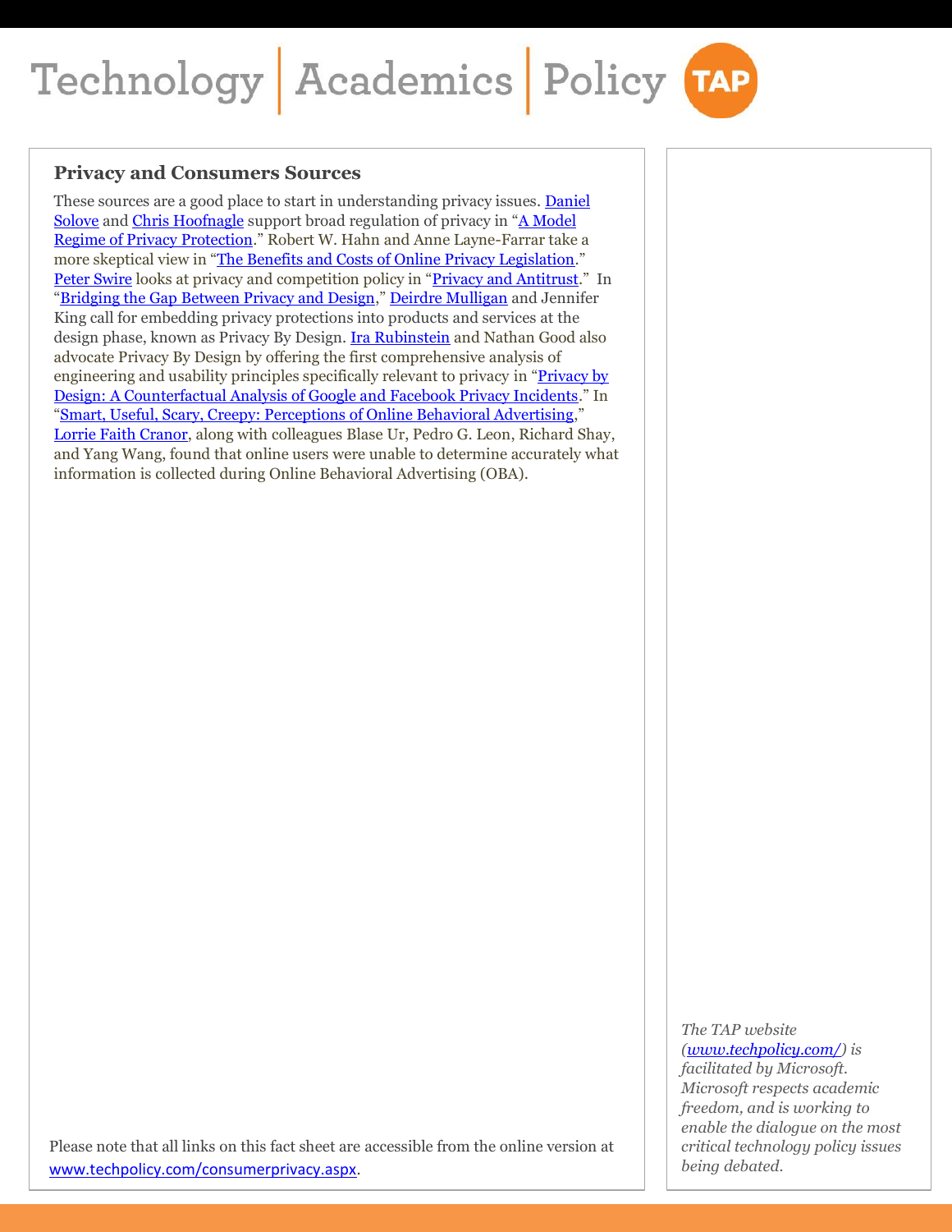## Privacy and Consumers Sources

These sources are a good place to start in understanding privacy issues. Daniel Solove and Chris Hoofnagle support broad regulation of privacy in "A Model Regime of Privacy Protection." Robert W. Hahn and Anne Layne-Farrar take a more skeptical view in "The Benefits and Costs of Online Privacy Legislation." Peter Swire looks at privacy and competition policy in "Privacy and Antitrust." In "Bridging the Gap Between Privacy and Design," Deirdre Mulligan and Jennifer King call for embedding privacy protections into products and services at the design phase, known as Privacy By Design. Ira Rubinstein and Nathan Good also advocate Privacy By Design by offering the first comprehensive analysis of engineering and usability principles specifically relevant to privacy in "Privacy by Design: A Counterfactual Analysis of Google and Facebook Privacy Incidents." In "Smart, Useful, Scary, Creepy: Perceptions of Online Behavioral Advertising," Lorrie Faith Cranor, along with colleagues Blase Ur, Pedro G. Leon, Richard Shay, and Yang Wang, found that online users were unable to determine accurately what information is collected during Online Behavioral Advertising (OBA).

Please note that all links on this fact sheet are accessible from the online version at www.techpolicy.com/consumerprivacy.aspx.

*The TAP website (www.techpolicy.com/) is facilitated by Microsoft. Microsoft respects academic freedom, and is working to enable the dialogue on the most critical technology policy issues being debated.*